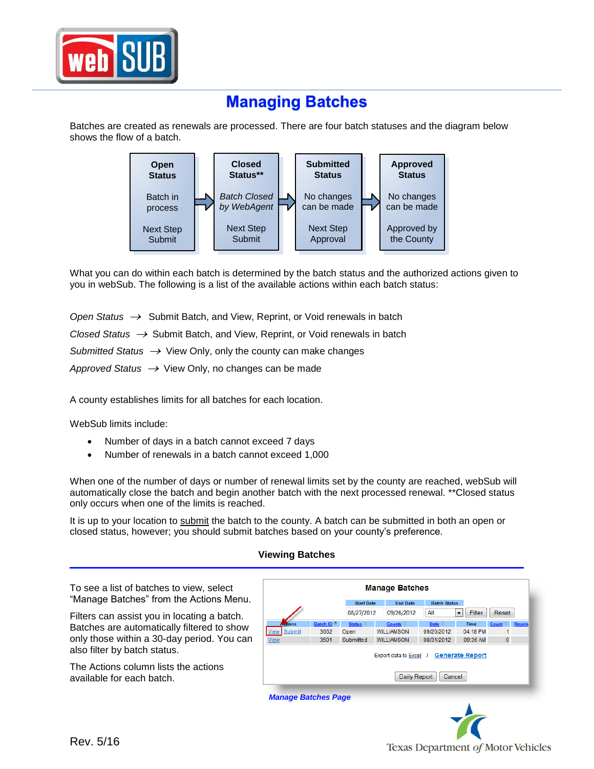# Managing Batches

Batches are created as renewals are processed. There are four batch statuses and the diagram below shows the flow of a batch.

| **Open Status** | | **Closed Status**** | | **Submitted Status** | | **Approved Status** |
|---|---|---|---|---|---|---|
| Batch in process | → | *Batch Closed by WebAgent* | → | No changes can be made | → | No changes can be made |
| Next Step Submit | | Next Step Submit | | Next Step Approval | | Approved by the County |

What you can do within each batch is determined by the batch status and the authorized actions given to you in webSub. The following is a list of the available actions within each batch status:

*Open Status* → Submit Batch, and View, Reprint, or Void renewals in batch

*Closed Status* → Submit Batch, and View, Reprint, or Void renewals in batch

*Submitted Status* → View Only, only the county can make changes

*Approved Status* → View Only, no changes can be made

A county establishes limits for all batches for each location.

WebSub limits include:

- Number of days in a batch cannot exceed 7 days
- Number of renewals in a batch cannot exceed 1,000

When one of the number of days or number of renewal limits set by the county are reached, webSub will automatically close the batch and begin another batch with the next processed renewal. **Closed status only occurs when one of the limits is reached.

It is up to your location to submit the batch to the county. A batch can be submitted in both an open or closed status, however; you should submit batches based on your county's preference.

## Viewing Batches

To see a list of batches to view, select "Manage Batches" from the Actions Menu.

Filters can assist you in locating a batch. Batches are automatically filtered to show only those within a 30-day period. You can also filter by batch status.

The Actions column lists the actions available for each batch.

**Manage Batches**

| Start Date | End Date | Batch Status |
|---|---|---|
| 08/27/2012 | 09/26/2012 | All |

| Actions | Batch ID | Status | County | Date | Time | Count | Reprin |
|---|---|---|---|---|---|---|---|
| View Submit | 3602 | Open | WILLIAMSON | 09/20/2012 | 04:18 PM | 1 | |
| View | 3501 | Submitted | WILLIAMSON | 08/31/2012 | 09:36 AM | 0 | |

Export data to Excel / Generate Report

Daily Report | Cancel

*Manage Batches Page*

Rev. 5/16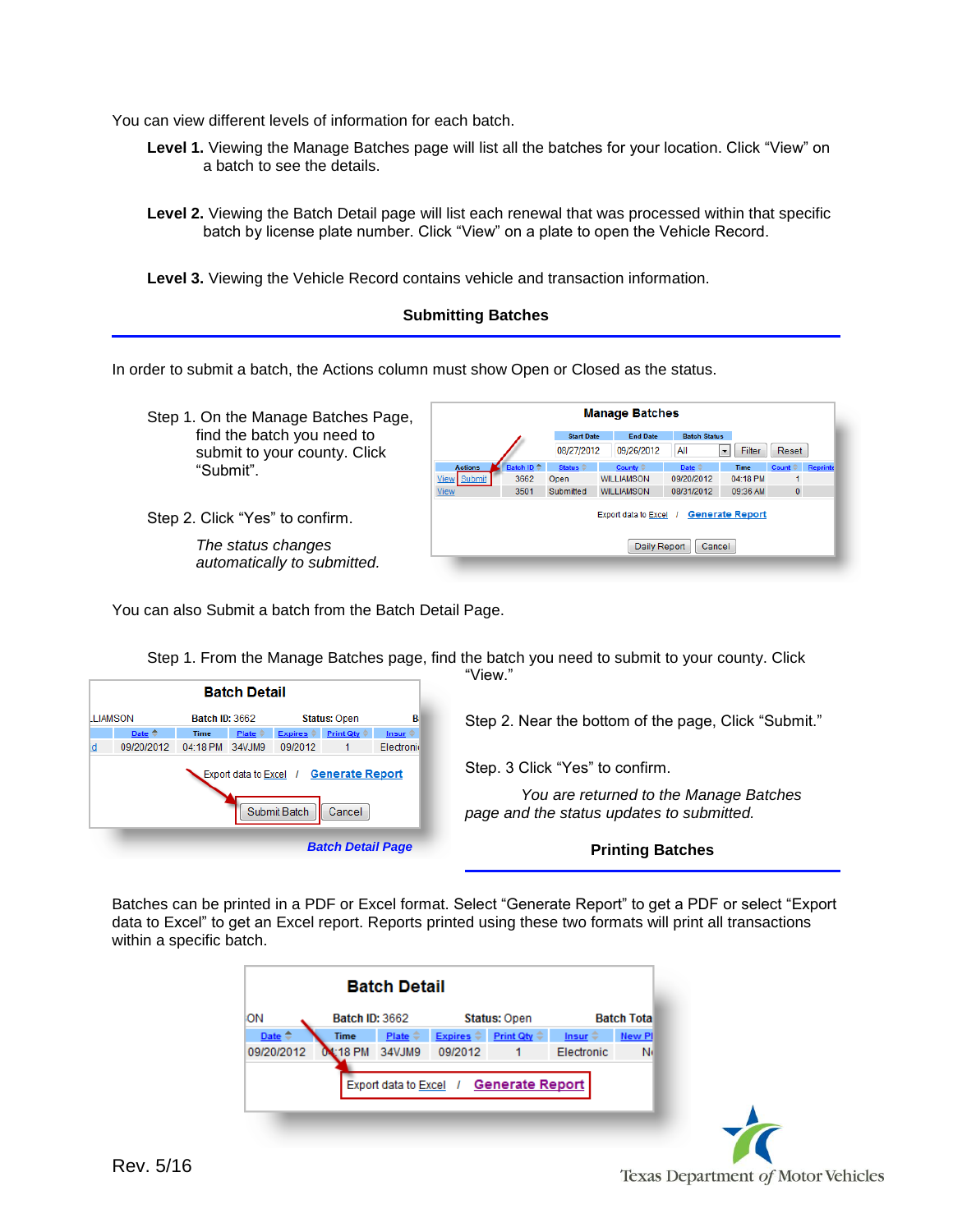You can view different levels of information for each batch.

**Level 1.** Viewing the Manage Batches page will list all the batches for your location. Click "View" on a batch to see the details.

**Level 2.** Viewing the Batch Detail page will list each renewal that was processed within that specific batch by license plate number. Click "View" on a plate to open the Vehicle Record.

**Level 3.** Viewing the Vehicle Record contains vehicle and transaction information.

## Submitting Batches

In order to submit a batch, the Actions column must show Open or Closed as the status.

Step 1. On the Manage Batches Page, find the batch you need to submit to your county. Click "Submit".

Step 2. Click "Yes" to confirm.

*The status changes automatically to submitted.*

You can also Submit a batch from the Batch Detail Page.

Step 1. From the Manage Batches page, find the batch you need to submit to your county. Click "View."

Step 2. Near the bottom of the page, Click "Submit."

Step. 3 Click "Yes" to confirm.

*You are returned to the Manage Batches page and the status updates to submitted.*

***Batch Detail Page***

## Printing Batches

Batches can be printed in a PDF or Excel format. Select "Generate Report" to get a PDF or select "Export data to Excel" to get an Excel report. Reports printed using these two formats will print all transactions within a specific batch.

Rev. 5/16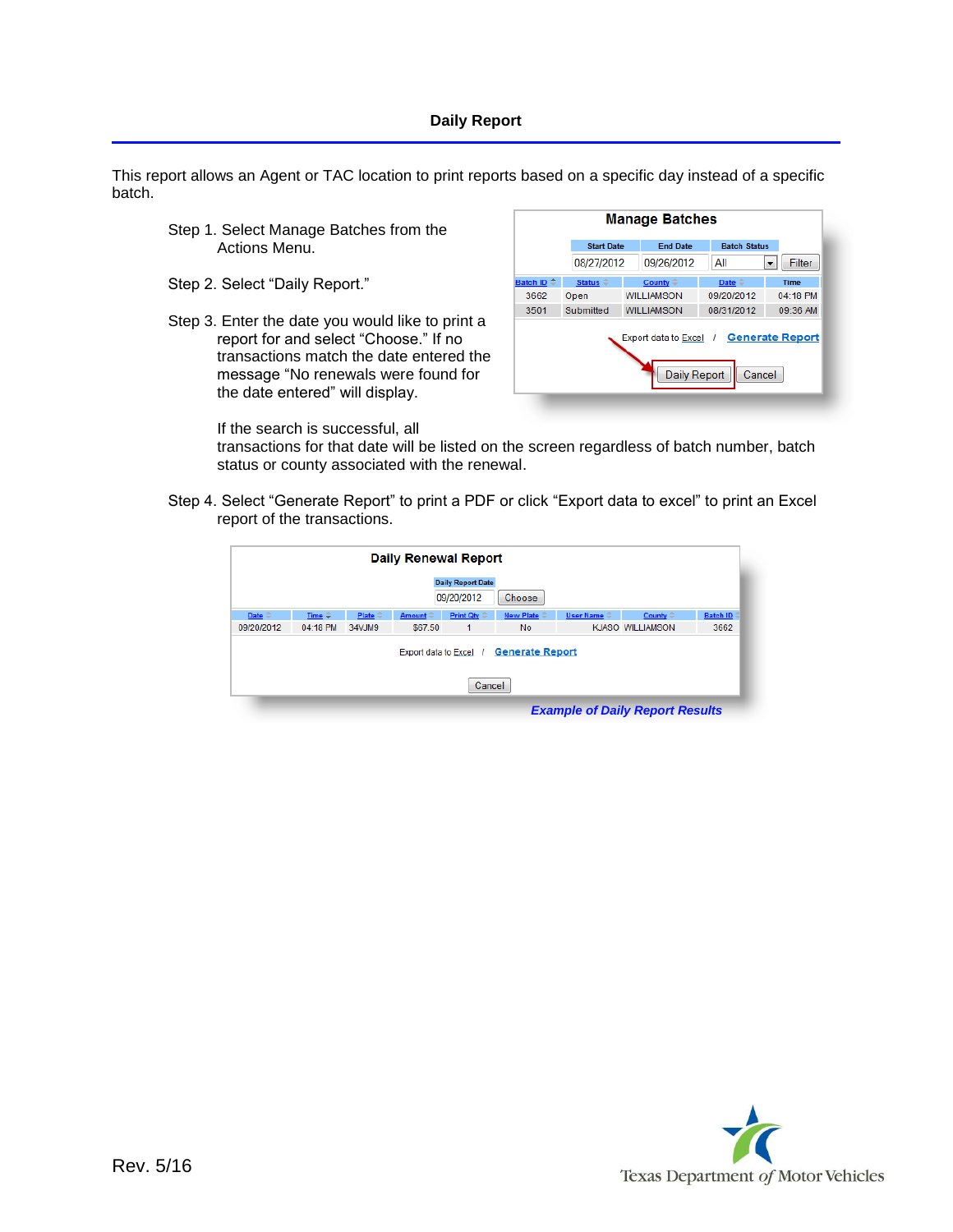# Daily Report

This report allows an Agent or TAC location to print reports based on a specific day instead of a specific batch.

Step 1. Select Manage Batches from the Actions Menu.

Step 2. Select "Daily Report."

Step 3. Enter the date you would like to print a report for and select "Choose." If no transactions match the date entered the message "No renewals were found for the date entered" will display.

If the search is successful, all transactions for that date will be listed on the screen regardless of batch number, batch status or county associated with the renewal.

Step 4. Select "Generate Report" to print a PDF or click "Export data to excel" to print an Excel report of the transactions.

*Example of Daily Report Results*

Rev. 5/16